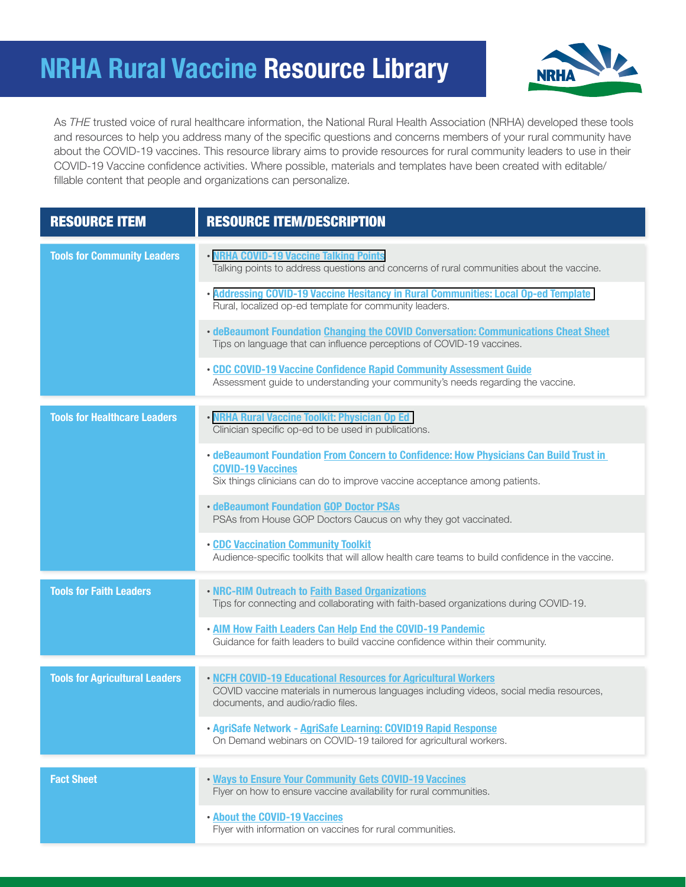# NRHA Rural Vaccine Resource Library

As *THE* trusted voice of rural healthcare information, the National Rural Health Association (NRHA) developed these tools and resources to help you address many of the specific questions and concerns members of your rural community have about the COVID-19 vaccines. This resource library aims to provide resources for rural community leaders to use in their COVID-19 Vaccine confidence activities. Where possible, materials and templates have been created with editable/fillable content that people and organizations can personalize.

| RESOURCE ITEM | RESOURCE ITEM/DESCRIPTION |
|---|---|
| **Tools for Community Leaders** | • **NRHA COVID-19 Vaccine Talking Points**<br>Talking points to address questions and concerns of rural communities about the vaccine.<br><br>• **Addressing COVID-19 Vaccine Hesitancy in Rural Communities: Local Op-ed Template**<br>Rural, localized op-ed template for community leaders.<br><br>• **deBeaumont Foundation Changing the COVID Conversation: Communications Cheat Sheet**<br>Tips on language that can influence perceptions of COVID-19 vaccines.<br><br>• **CDC COVID-19 Vaccine Confidence Rapid Community Assessment Guide**<br>Assessment guide to understanding your community's needs regarding the vaccine. |
| **Tools for Healthcare Leaders** | • **NRHA Rural Vaccine Toolkit: Physician Op Ed**<br>Clinician specific op-ed to be used in publications.<br><br>• **deBeaumont Foundation From Concern to Confidence: How Physicians Can Build Trust in COVID-19 Vaccines**<br>Six things clinicians can do to improve vaccine acceptance among patients.<br><br>• **deBeaumont Foundation GOP Doctor PSAs**<br>PSAs from House GOP Doctors Caucus on why they got vaccinated.<br><br>• **CDC Vaccination Community Toolkit**<br>Audience-specific toolkits that will allow health care teams to build confidence in the vaccine. |
| **Tools for Faith Leaders** | • **NRC-RIM Outreach to Faith Based Organizations**<br>Tips for connecting and collaborating with faith-based organizations during COVID-19.<br><br>• **AIM How Faith Leaders Can Help End the COVID-19 Pandemic**<br>Guidance for faith leaders to build vaccine confidence within their community. |
| **Tools for Agricultural Leaders** | • **NCFH COVID-19 Educational Resources for Agricultural Workers**<br>COVID vaccine materials in numerous languages including videos, social media resources, documents, and audio/radio files.<br><br>• **AgriSafe Network - AgriSafe Learning: COVID19 Rapid Response**<br>On Demand webinars on COVID-19 tailored for agricultural workers. |
| **Fact Sheet** | • **Ways to Ensure Your Community Gets COVID-19 Vaccines**<br>Flyer on how to ensure vaccine availability for rural communities.<br><br>• **About the COVID-19 Vaccines**<br>Flyer with information on vaccines for rural communities. |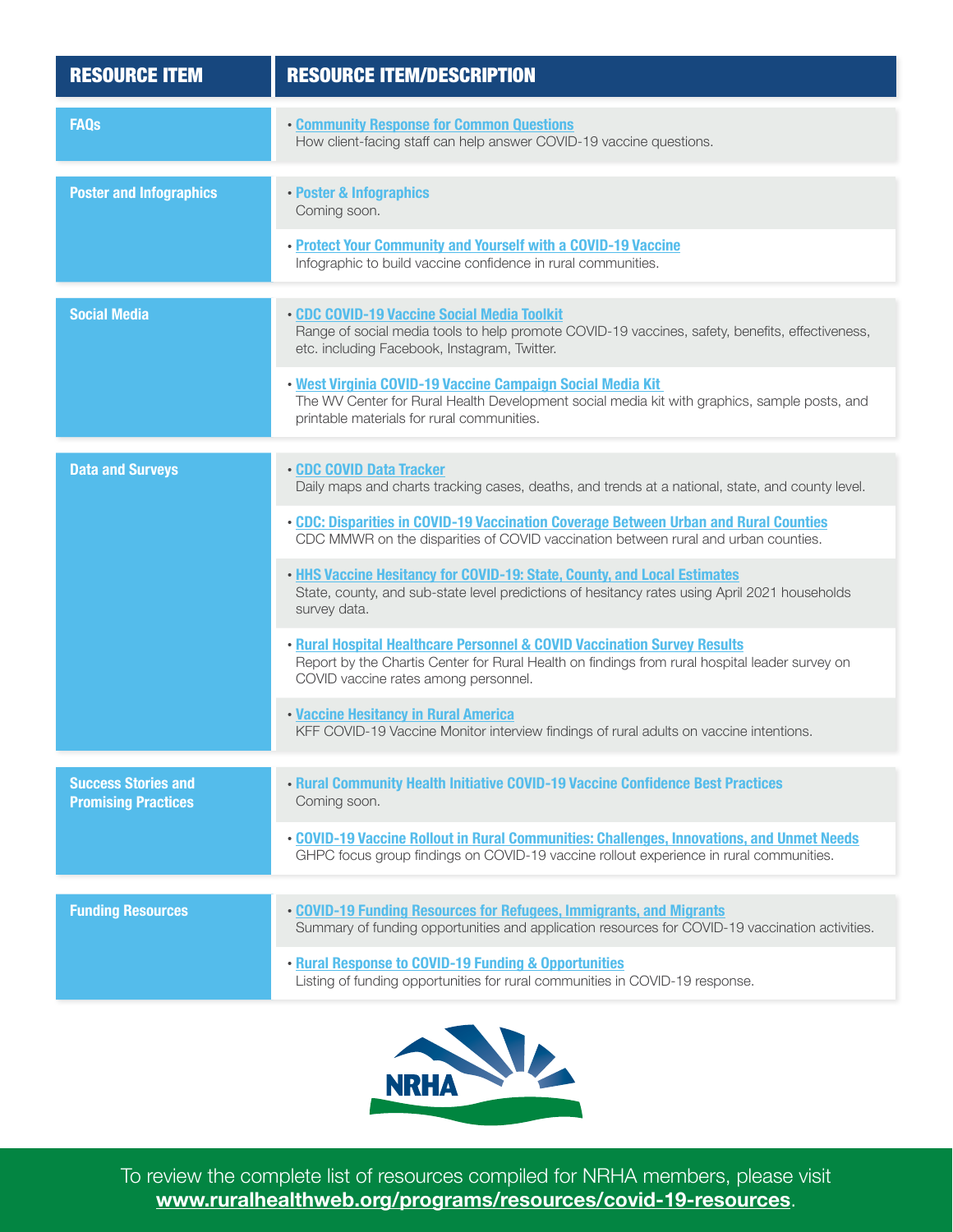| RESOURCE ITEM | RESOURCE ITEM/DESCRIPTION |
| --- | --- |
| FAQs | • **Community Response for Common Questions**<br>How client-facing staff can help answer COVID-19 vaccine questions. |
| Poster and Infographics | • **Poster & Infographics**<br>Coming soon. |
| | • **Protect Your Community and Yourself with a COVID-19 Vaccine**<br>Infographic to build vaccine confidence in rural communities. |
| Social Media | • **CDC COVID-19 Vaccine Social Media Toolkit**<br>Range of social media tools to help promote COVID-19 vaccines, safety, benefits, effectiveness, etc. including Facebook, Instagram, Twitter. |
| | • **West Virginia COVID-19 Vaccine Campaign Social Media Kit**<br>The WV Center for Rural Health Development social media kit with graphics, sample posts, and printable materials for rural communities. |
| Data and Surveys | • **CDC COVID Data Tracker**<br>Daily maps and charts tracking cases, deaths, and trends at a national, state, and county level. |
| | • **CDC: Disparities in COVID-19 Vaccination Coverage Between Urban and Rural Counties**<br>CDC MMWR on the disparities of COVID vaccination between rural and urban counties. |
| | • **HHS Vaccine Hesitancy for COVID-19: State, County, and Local Estimates**<br>State, county, and sub-state level predictions of hesitancy rates using April 2021 households survey data. |
| | • **Rural Hospital Healthcare Personnel & COVID Vaccination Survey Results**<br>Report by the Chartis Center for Rural Health on findings from rural hospital leader survey on COVID vaccine rates among personnel. |
| | • **Vaccine Hesitancy in Rural America**<br>KFF COVID-19 Vaccine Monitor interview findings of rural adults on vaccine intentions. |
| Success Stories and Promising Practices | • **Rural Community Health Initiative COVID-19 Vaccine Confidence Best Practices**<br>Coming soon. |
| | • **COVID-19 Vaccine Rollout in Rural Communities: Challenges, Innovations, and Unmet Needs**<br>GHPC focus group findings on COVID-19 vaccine rollout experience in rural communities. |
| Funding Resources | • **COVID-19 Funding Resources for Refugees, Immigrants, and Migrants**<br>Summary of funding opportunities and application resources for COVID-19 vaccination activities. |
| | • **Rural Response to COVID-19 Funding & Opportunities**<br>Listing of funding opportunities for rural communities in COVID-19 response. |

NRHA

To review the complete list of resources compiled for NRHA members, please visit **www.ruralhealthweb.org/programs/resources/covid-19-resources**.